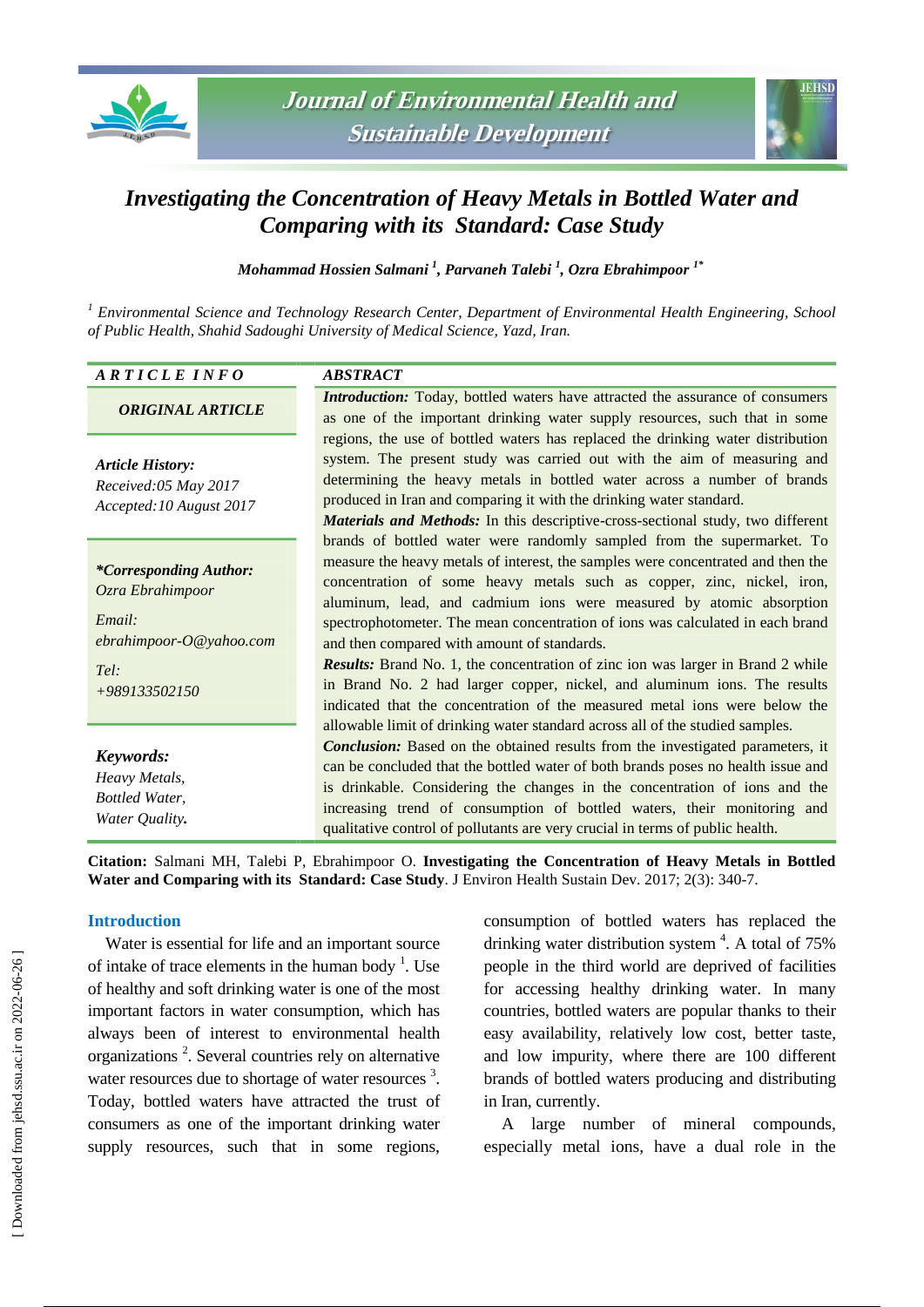# Investigating the Concentration of Heavy Metals in Bottled Water and Comparing with its Standard: Case Study

*Mohammad Hossien Salmani [1], Parvaneh Talebi [1], Ozra Ebrahimpoor [1*]*

[1] *Environmental Science and Technology Research Center, Department of Environmental Health Engineering, School of Public Health, Shahid Sadoughi University of Medical Science, Yazd, Iran.*

**ARTICLE INFO**

**ORIGINAL ARTICLE**

***Article History:***
*Received:05 May 2017*
*Accepted:10 August 2017*

***\*Corresponding Author:***
*Ozra Ebrahimpoor*

*Email:*
*ebrahimpoor-O@yahoo.com*

*Tel:*
*+989133502150*

***Keywords:***
*Heavy Metals,*
*Bottled Water,*
*Water Quality.*

**ABSTRACT**

***Introduction:*** Today, bottled waters have attracted the assurance of consumers as one of the important drinking water supply resources, such that in some regions, the use of bottled waters has replaced the drinking water distribution system. The present study was carried out with the aim of measuring and determining the heavy metals in bottled water across a number of brands produced in Iran and comparing it with the drinking water standard.

***Materials and Methods:*** In this descriptive-cross-sectional study, two different brands of bottled water were randomly sampled from the supermarket. To measure the heavy metals of interest, the samples were concentrated and then the concentration of some heavy metals such as copper, zinc, nickel, iron, aluminum, lead, and cadmium ions were measured by atomic absorption spectrophotometer. The mean concentration of ions was calculated in each brand and then compared with amount of standards.

***Results:*** Brand No. 1, the concentration of zinc ion was larger in Brand 2 while in Brand No. 2 had larger copper, nickel, and aluminum ions. The results indicated that the concentration of the measured metal ions were below the allowable limit of drinking water standard across all of the studied samples.

***Conclusion:*** Based on the obtained results from the investigated parameters, it can be concluded that the bottled water of both brands poses no health issue and is drinkable. Considering the changes in the concentration of ions and the increasing trend of consumption of bottled waters, their monitoring and qualitative control of pollutants are very crucial in terms of public health.

**Citation:** Salmani MH, Talebi P, Ebrahimpoor O. **Investigating the Concentration of Heavy Metals in Bottled Water and Comparing with its Standard: Case Study**. J Environ Health Sustain Dev. 2017; 2(3): 340-7.

## Introduction

Water is essential for life and an important source of intake of trace elements in the human body [1]. Use of healthy and soft drinking water is one of the most important factors in water consumption, which has always been of interest to environmental health organizations [2]. Several countries rely on alternative water resources due to shortage of water resources [3]. Today, bottled waters have attracted the trust of consumers as one of the important drinking water supply resources, such that in some regions, consumption of bottled waters has replaced the drinking water distribution system [4]. A total of 75% people in the third world are deprived of facilities for accessing healthy drinking water. In many countries, bottled waters are popular thanks to their easy availability, relatively low cost, better taste, and low impurity, where there are 100 different brands of bottled waters producing and distributing in Iran, currently.

A large number of mineral compounds, especially metal ions, have a dual role in the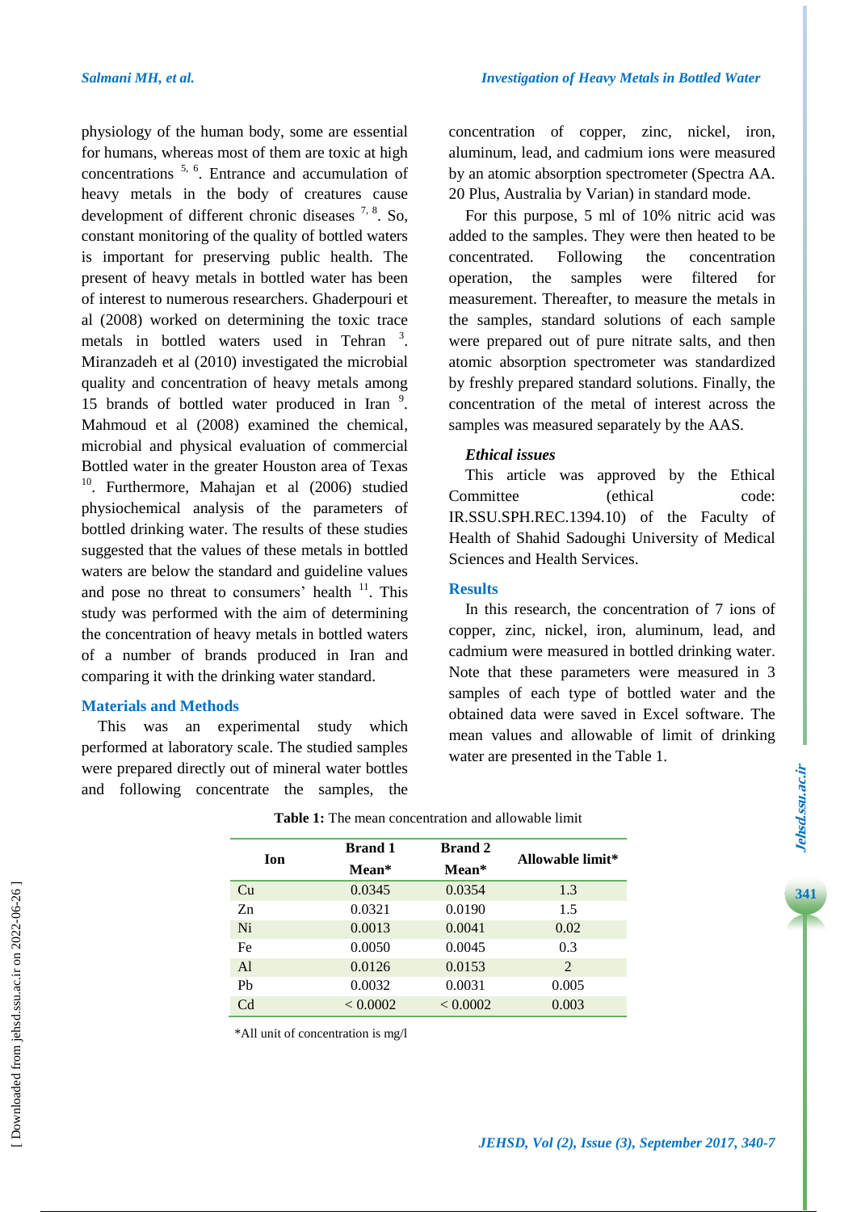physiology of the human body, some are essential for humans, whereas most of them are toxic at high concentrations [5, 6]. Entrance and accumulation of heavy metals in the body of creatures cause development of different chronic diseases [7, 8]. So, constant monitoring of the quality of bottled waters is important for preserving public health. The present of heavy metals in bottled water has been of interest to numerous researchers. Ghaderpouri et al (2008) worked on determining the toxic trace metals in bottled waters used in Tehran [3]. Miranzadeh et al (2010) investigated the microbial quality and concentration of heavy metals among 15 brands of bottled water produced in Iran [9]. Mahmoud et al (2008) examined the chemical, microbial and physical evaluation of commercial Bottled water in the greater Houston area of Texas [10]. Furthermore, Mahajan et al (2006) studied physiochemical analysis of the parameters of bottled drinking water. The results of these studies suggested that the values of these metals in bottled waters are below the standard and guideline values and pose no threat to consumers' health [11]. This study was performed with the aim of determining the concentration of heavy metals in bottled waters of a number of brands produced in Iran and comparing it with the drinking water standard.

## Materials and Methods

This was an experimental study which performed at laboratory scale. The studied samples were prepared directly out of mineral water bottles and following concentrate the samples, the concentration of copper, zinc, nickel, iron, aluminum, lead, and cadmium ions were measured by an atomic absorption spectrometer (Spectra AA. 20 Plus, Australia by Varian) in standard mode.

For this purpose, 5 ml of 10% nitric acid was added to the samples. They were then heated to be concentrated. Following the concentration operation, the samples were filtered for measurement. Thereafter, to measure the metals in the samples, standard solutions of each sample were prepared out of pure nitrate salts, and then atomic absorption spectrometer was standardized by freshly prepared standard solutions. Finally, the concentration of the metal of interest across the samples was measured separately by the AAS.

### Ethical issues

This article was approved by the Ethical Committee (ethical code: IR.SSU.SPH.REC.1394.10) of the Faculty of Health of Shahid Sadoughi University of Medical Sciences and Health Services.

## Results

In this research, the concentration of 7 ions of copper, zinc, nickel, iron, aluminum, lead, and cadmium were measured in bottled drinking water. Note that these parameters were measured in 3 samples of each type of bottled water and the obtained data were saved in Excel software. The mean values and allowable of limit of drinking water are presented in the Table 1.

**Table 1:** The mean concentration and allowable limit

| Ion | Brand 1 Mean* | Brand 2 Mean* | Allowable limit* |
|---|---|---|---|
| Cu | 0.0345 | 0.0354 | 1.3 |
| Zn | 0.0321 | 0.0190 | 1.5 |
| Ni | 0.0013 | 0.0041 | 0.02 |
| Fe | 0.0050 | 0.0045 | 0.3 |
| Al | 0.0126 | 0.0153 | 2 |
| Pb | 0.0032 | 0.0031 | 0.005 |
| Cd | < 0.0002 | < 0.0002 | 0.003 |

*All unit of concentration is mg/l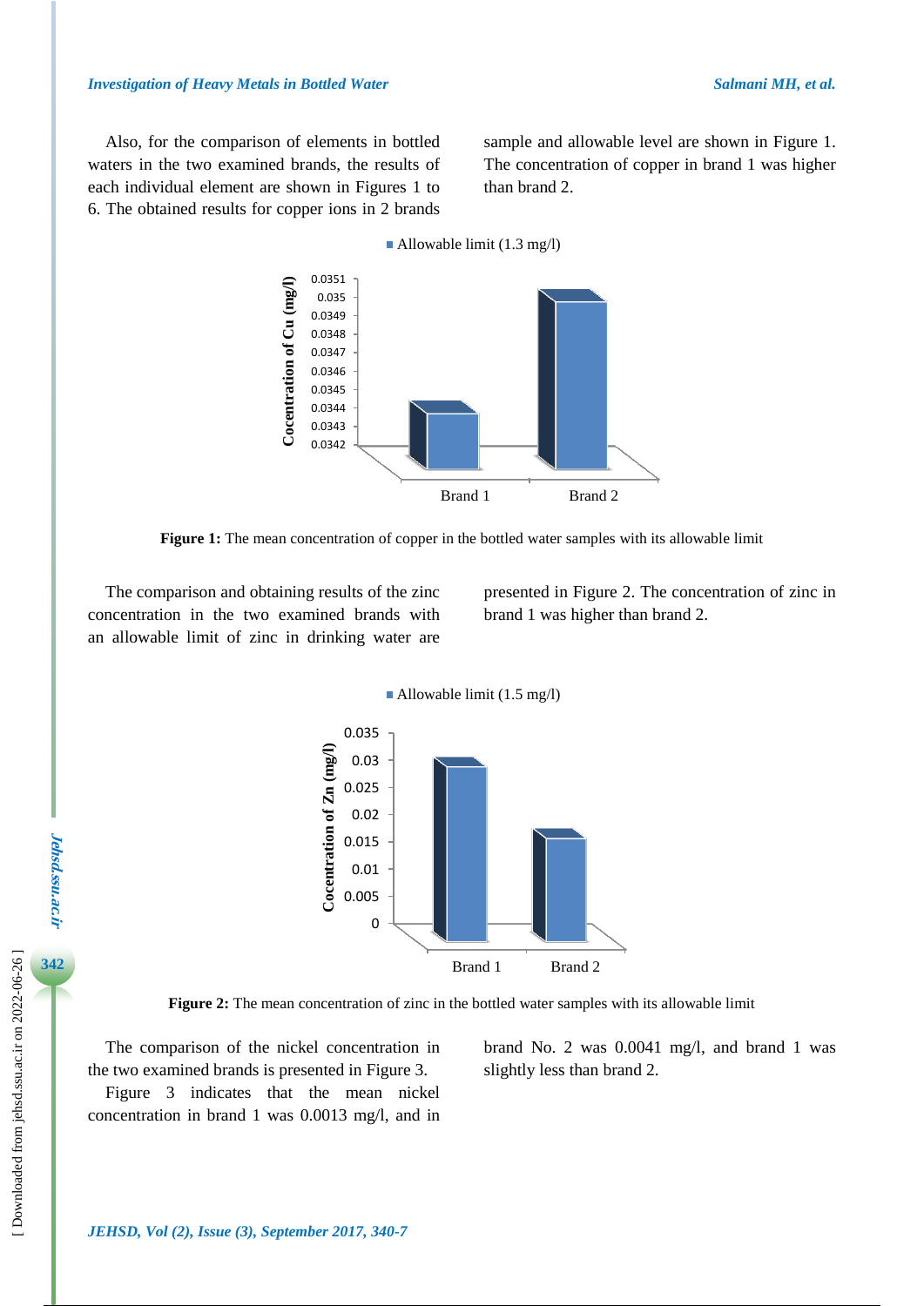Also, for the comparison of elements in bottled waters in the two examined brands, the results of each individual element are shown in Figures 1 to 6. The obtained results for copper ions in 2 brands sample and allowable level are shown in Figure 1. The concentration of copper in brand 1 was higher than brand 2.

**Figure 1:** The mean concentration of copper in the bottled water samples with its allowable limit

The comparison and obtaining results of the zinc concentration in the two examined brands with an allowable limit of zinc in drinking water are presented in Figure 2. The concentration of zinc in brand 1 was higher than brand 2.

**Figure 2:** The mean concentration of zinc in the bottled water samples with its allowable limit

The comparison of the nickel concentration in the two examined brands is presented in Figure 3.

Figure 3 indicates that the mean nickel concentration in brand 1 was 0.0013 mg/l, and in brand No. 2 was 0.0041 mg/l, and brand 1 was slightly less than brand 2.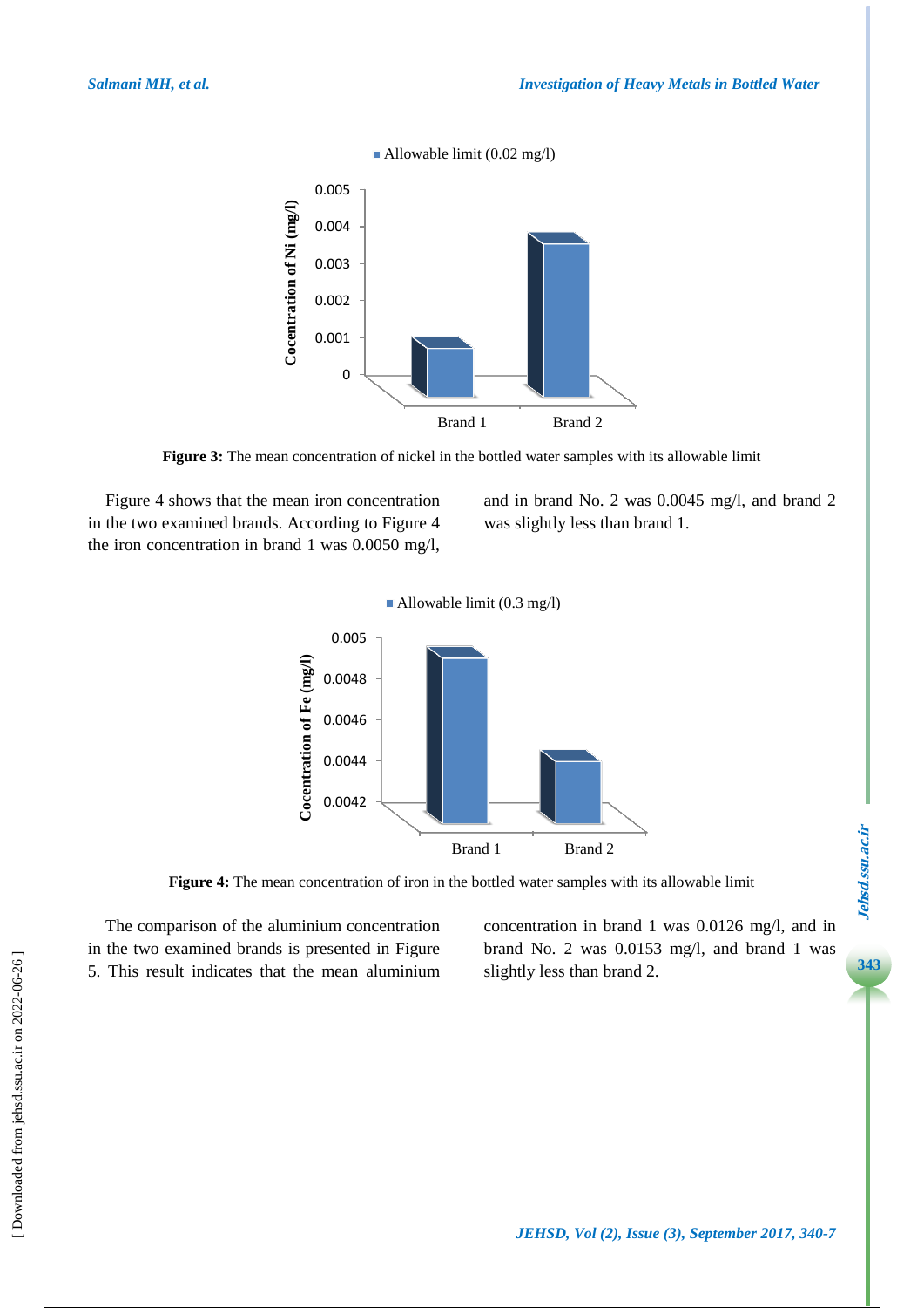**Figure 3:** The mean concentration of nickel in the bottled water samples with its allowable limit

Figure 4 shows that the mean iron concentration in the two examined brands. According to Figure 4 the iron concentration in brand 1 was 0.0050 mg/l, and in brand No. 2 was 0.0045 mg/l, and brand 2 was slightly less than brand 1.

**Figure 4:** The mean concentration of iron in the bottled water samples with its allowable limit

The comparison of the aluminium concentration in the two examined brands is presented in Figure 5. This result indicates that the mean aluminium concentration in brand 1 was 0.0126 mg/l, and in brand No. 2 was 0.0153 mg/l, and brand 1 was slightly less than brand 2.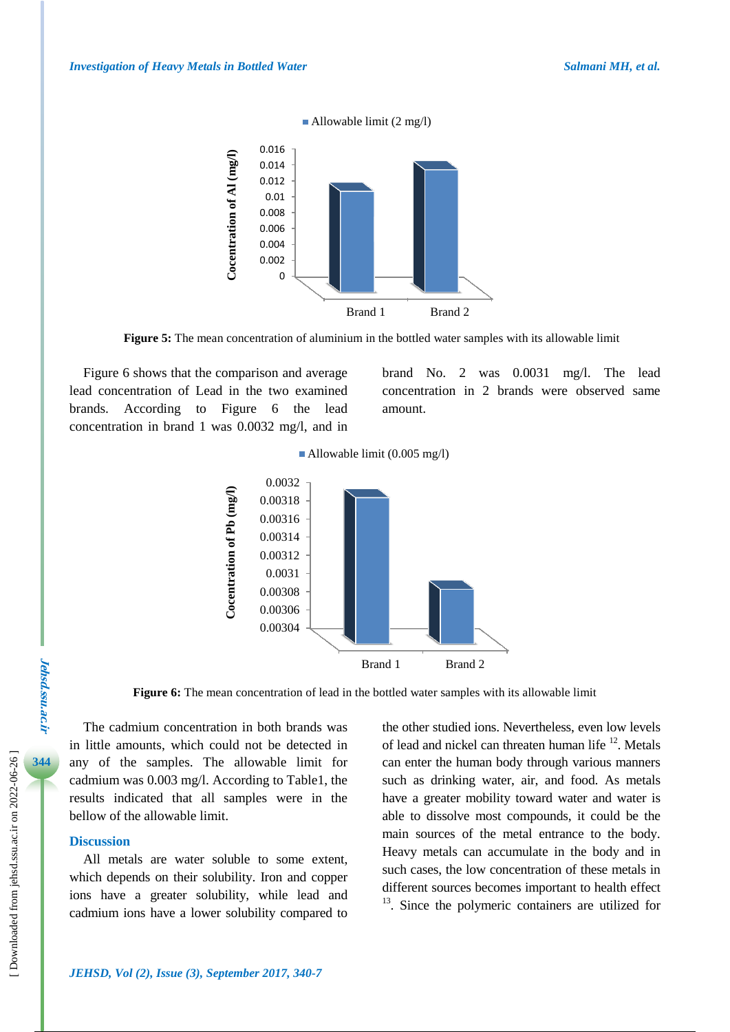■ Allowable limit (2 mg/l)

Cocentration of Al (mg/l)

0.016
0.014
0.012
0.01
0.008
0.006
0.004
0.002
0

Brand 1 Brand 2

**Figure 5:** The mean concentration of aluminium in the bottled water samples with its allowable limit

Figure 6 shows that the comparison and average lead concentration of Lead in the two examined brands. According to Figure 6 the lead concentration in brand 1 was 0.0032 mg/l, and in brand No. 2 was 0.0031 mg/l. The lead concentration in 2 brands were observed same amount.

■ Allowable limit (0.005 mg/l)

Cocentration of Pb (mg/l)

0.0032
0.00318
0.00316
0.00314
0.00312
0.0031
0.00308
0.00306
0.00304

Brand 1 Brand 2

**Figure 6:** The mean concentration of lead in the bottled water samples with its allowable limit

The cadmium concentration in both brands was in little amounts, which could not be detected in any of the samples. The allowable limit for cadmium was 0.003 mg/l. According to Table1, the results indicated that all samples were in the bellow of the allowable limit.

## Discussion

All metals are water soluble to some extent, which depends on their solubility. Iron and copper ions have a greater solubility, while lead and cadmium ions have a lower solubility compared to the other studied ions. Nevertheless, even low levels of lead and nickel can threaten human life [12]. Metals can enter the human body through various manners such as drinking water, air, and food. As metals have a greater mobility toward water and water is able to dissolve most compounds, it could be the main sources of the metal entrance to the body. Heavy metals can accumulate in the body and in such cases, the low concentration of these metals in different sources becomes important to health effect [13]. Since the polymeric containers are utilized for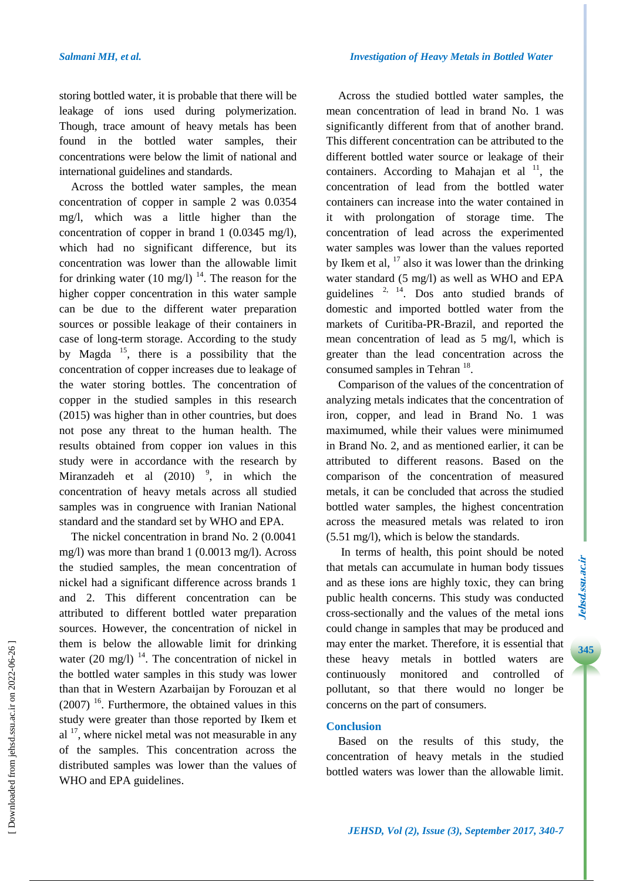storing bottled water, it is probable that there will be leakage of ions used during polymerization. Though, trace amount of heavy metals has been found in the bottled water samples, their concentrations were below the limit of national and international guidelines and standards.

Across the bottled water samples, the mean concentration of copper in sample 2 was 0.0354 mg/l, which was a little higher than the concentration of copper in brand 1 (0.0345 mg/l), which had no significant difference, but its concentration was lower than the allowable limit for drinking water (10 mg/l) [14]. The reason for the higher copper concentration in this water sample can be due to the different water preparation sources or possible leakage of their containers in case of long-term storage. According to the study by Magda [15], there is a possibility that the concentration of copper increases due to leakage of the water storing bottles. The concentration of copper in the studied samples in this research (2015) was higher than in other countries, but does not pose any threat to the human health. The results obtained from copper ion values in this study were in accordance with the research by Miranzadeh et al (2010) [9], in which the concentration of heavy metals across all studied samples was in congruence with Iranian National standard and the standard set by WHO and EPA.

The nickel concentration in brand No. 2 (0.0041 mg/l) was more than brand 1 (0.0013 mg/l). Across the studied samples, the mean concentration of nickel had a significant difference across brands 1 and 2. This different concentration can be attributed to different bottled water preparation sources. However, the concentration of nickel in them is below the allowable limit for drinking water (20 mg/l) [14]. The concentration of nickel in the bottled water samples in this study was lower than that in Western Azarbaijan by Forouzan et al (2007) [16]. Furthermore, the obtained values in this study were greater than those reported by Ikem et al [17], where nickel metal was not measurable in any of the samples. This concentration across the distributed samples was lower than the values of WHO and EPA guidelines.

Across the studied bottled water samples, the mean concentration of lead in brand No. 1 was significantly different from that of another brand. This different concentration can be attributed to the different bottled water source or leakage of their containers. According to Mahajan et al [11], the concentration of lead from the bottled water containers can increase into the water contained in it with prolongation of storage time. The concentration of lead across the experimented water samples was lower than the values reported by Ikem et al, [17] also it was lower than the drinking water standard (5 mg/l) as well as WHO and EPA guidelines [2, 14]. Dos anto studied brands of domestic and imported bottled water from the markets of Curitiba-PR-Brazil, and reported the mean concentration of lead as 5 mg/l, which is greater than the lead concentration across the consumed samples in Tehran [18].

Comparison of the values of the concentration of analyzing metals indicates that the concentration of iron, copper, and lead in Brand No. 1 was maximumed, while their values were minimumed in Brand No. 2, and as mentioned earlier, it can be attributed to different reasons. Based on the comparison of the concentration of measured metals, it can be concluded that across the studied bottled water samples, the highest concentration across the measured metals was related to iron (5.51 mg/l), which is below the standards.

In terms of health, this point should be noted that metals can accumulate in human body tissues and as these ions are highly toxic, they can bring public health concerns. This study was conducted cross-sectionally and the values of the metal ions could change in samples that may be produced and may enter the market. Therefore, it is essential that these heavy metals in bottled waters are continuously monitored and controlled of pollutant, so that there would no longer be concerns on the part of consumers.

## Conclusion

Based on the results of this study, the concentration of heavy metals in the studied bottled waters was lower than the allowable limit.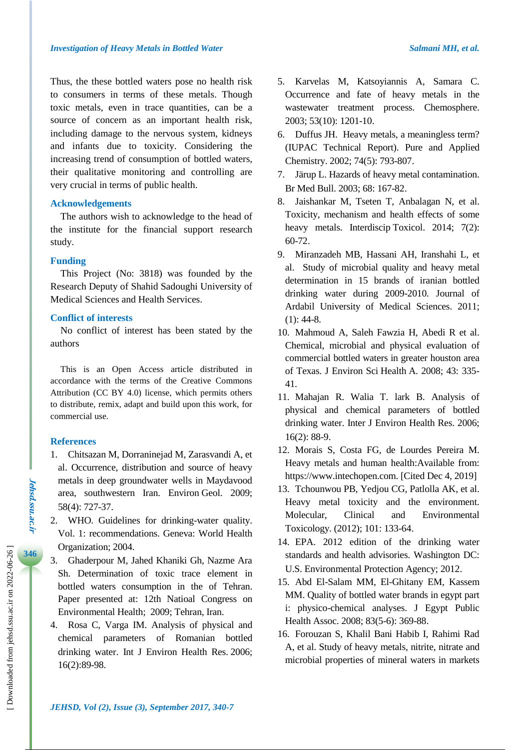Thus, the these bottled waters pose no health risk to consumers in terms of these metals. Though toxic metals, even in trace quantities, can be a source of concern as an important health risk, including damage to the nervous system, kidneys and infants due to toxicity. Considering the increasing trend of consumption of bottled waters, their qualitative monitoring and controlling are very crucial in terms of public health.

## Acknowledgements

The authors wish to acknowledge to the head of the institute for the financial support research study.

## Funding

This Project (No: 3818) was founded by the Research Deputy of Shahid Sadoughi University of Medical Sciences and Health Services.

## Conflict of interests

No conflict of interest has been stated by the authors

This is an Open Access article distributed in accordance with the terms of the Creative Commons Attribution (CC BY 4.0) license, which permits others to distribute, remix, adapt and build upon this work, for commercial use.

## References

1. Chitsazan M, Dorraninejad M, Zarasvandi A, et al. Occurrence, distribution and source of heavy metals in deep groundwater wells in Maydavood area, southwestern Iran. Environ Geol. 2009; 58(4): 727-37.
2. WHO. Guidelines for drinking-water quality. Vol. 1: recommendations. Geneva: World Health Organization; 2004.
3. Ghaderpour M, Jahed Khaniki Gh, Nazme Ara Sh. Determination of toxic trace element in bottled waters consumption in the of Tehran. Paper presented at: 12th Natioal Congress on Environmental Health; 2009; Tehran, Iran.
4. Rosa C, Varga IM. Analysis of physical and chemical parameters of Romanian bottled drinking water. Int J Environ Health Res. 2006; 16(2):89-98.
5. Karvelas M, Katsoyiannis A, Samara C. Occurrence and fate of heavy metals in the wastewater treatment process. Chemosphere. 2003; 53(10): 1201-10.
6. Duffus JH. Heavy metals, a meaningless term? (IUPAC Technical Report). Pure and Applied Chemistry. 2002; 74(5): 793-807.
7. Järup L. Hazards of heavy metal contamination. Br Med Bull. 2003; 68: 167-82.
8. Jaishankar M, Tseten T, Anbalagan N, et al. Toxicity, mechanism and health effects of some heavy metals. Interdiscip Toxicol. 2014; 7(2): 60-72.
9. Miranzadeh MB, Hassani AH, Iranshahi L, et al. Study of microbial quality and heavy metal determination in 15 brands of iranian bottled drinking water during 2009-2010. Journal of Ardabil University of Medical Sciences. 2011; (1): 44-8.
10. Mahmoud A, Saleh Fawzia H, Abedi R et al. Chemical, microbial and physical evaluation of commercial bottled waters in greater houston area of Texas. J Environ Sci Health A. 2008; 43: 335-41.
11. Mahajan R. Walia T. lark B. Analysis of physical and chemical parameters of bottled drinking water. Inter J Environ Health Res. 2006; 16(2): 88-9.
12. Morais S, Costa FG, de Lourdes Pereira M. Heavy metals and human health:Available from: https://www.intechopen.com. [Cited Dec 4, 2019]
13. Tchounwou PB, Yedjou CG, Patlolla AK, et al. Heavy metal toxicity and the environment. Molecular, Clinical and Environmental Toxicology. (2012); 101: 133-64.
14. EPA. 2012 edition of the drinking water standards and health advisories. Washington DC: U.S. Environmental Protection Agency; 2012.
15. Abd El-Salam MM, El-Ghitany EM, Kassem MM. Quality of bottled water brands in egypt part i: physico-chemical analyses. J Egypt Public Health Assoc. 2008; 83(5-6): 369-88.
16. Forouzan S, Khalil Bani Habib I, Rahimi Rad A, et al. Study of heavy metals, nitrite, nitrate and microbial properties of mineral waters in markets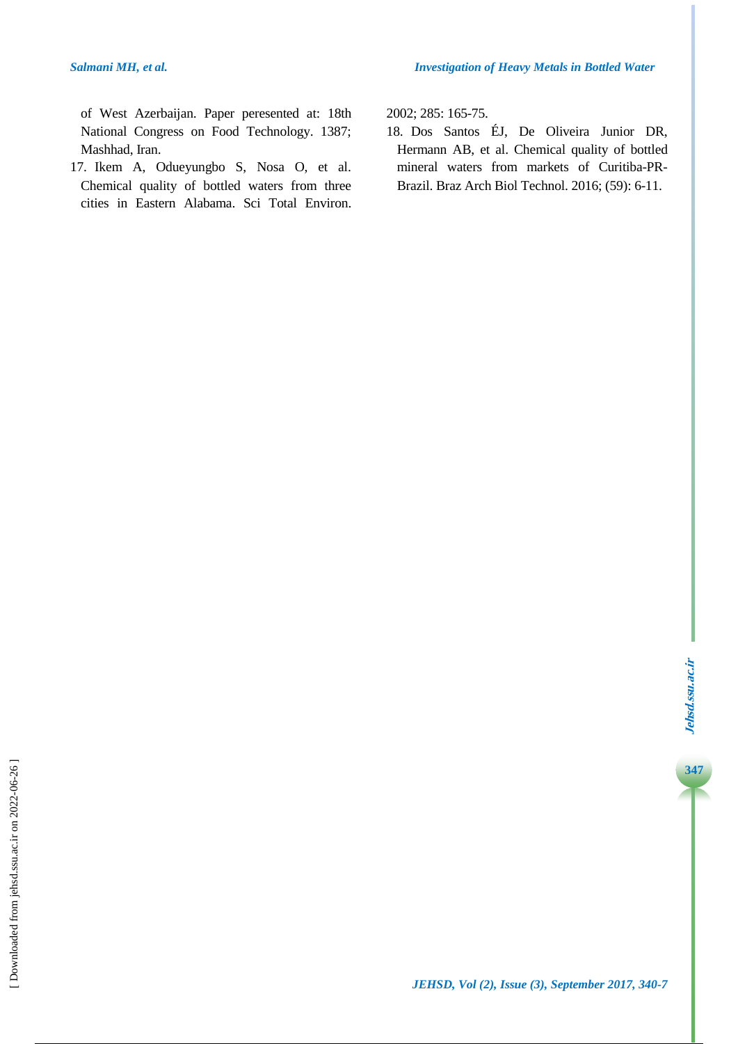of West Azerbaijan. Paper peresented at: 18th National Congress on Food Technology. 1387; Mashhad, Iran.

17. Ikem A, Odueyungbo S, Nosa O, et al. Chemical quality of bottled waters from three cities in Eastern Alabama. Sci Total Environ. 2002; 285: 165-75.

18. Dos Santos ÉJ, De Oliveira Junior DR, Hermann AB, et al. Chemical quality of bottled mineral waters from markets of Curitiba-PR-Brazil. Braz Arch Biol Technol. 2016; (59): 6-11.